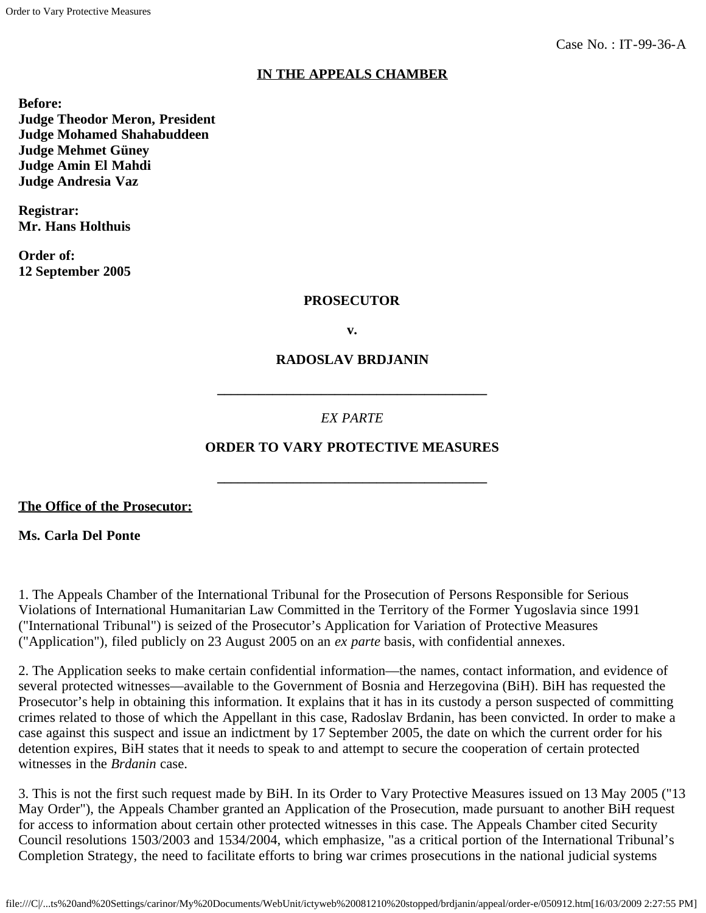Case No. : IT-99-36-A

**IN THE APPEALS CHAMBER**

**Before:**
**Judge Theodor Meron, President**
**Judge Mohamed Shahabuddeen**
**Judge Mehmet Güney**
**Judge Amin El Mahdi**
**Judge Andresia Vaz**

**Registrar:**
**Mr. Hans Holthuis**

**Order of:**
**12 September 2005**

**PROSECUTOR**

**v.**

**RADOSLAV BRDJANIN**

---

*EX PARTE*

**ORDER TO VARY PROTECTIVE MEASURES**

---

**The Office of the Prosecutor:**

**Ms. Carla Del Ponte**

1. The Appeals Chamber of the International Tribunal for the Prosecution of Persons Responsible for Serious Violations of International Humanitarian Law Committed in the Territory of the Former Yugoslavia since 1991 ("International Tribunal") is seized of the Prosecutor's Application for Variation of Protective Measures ("Application"), filed publicly on 23 August 2005 on an *ex parte* basis, with confidential annexes.

2. The Application seeks to make certain confidential information—the names, contact information, and evidence of several protected witnesses—available to the Government of Bosnia and Herzegovina (BiH). BiH has requested the Prosecutor's help in obtaining this information. It explains that it has in its custody a person suspected of committing crimes related to those of which the Appellant in this case, Radoslav Brdanin, has been convicted. In order to make a case against this suspect and issue an indictment by 17 September 2005, the date on which the current order for his detention expires, BiH states that it needs to speak to and attempt to secure the cooperation of certain protected witnesses in the *Brdanin* case.

3. This is not the first such request made by BiH. In its Order to Vary Protective Measures issued on 13 May 2005 ("13 May Order"), the Appeals Chamber granted an Application of the Prosecution, made pursuant to another BiH request for access to information about certain other protected witnesses in this case. The Appeals Chamber cited Security Council resolutions 1503/2003 and 1534/2004, which emphasize, "as a critical portion of the International Tribunal's Completion Strategy, the need to facilitate efforts to bring war crimes prosecutions in the national judicial systems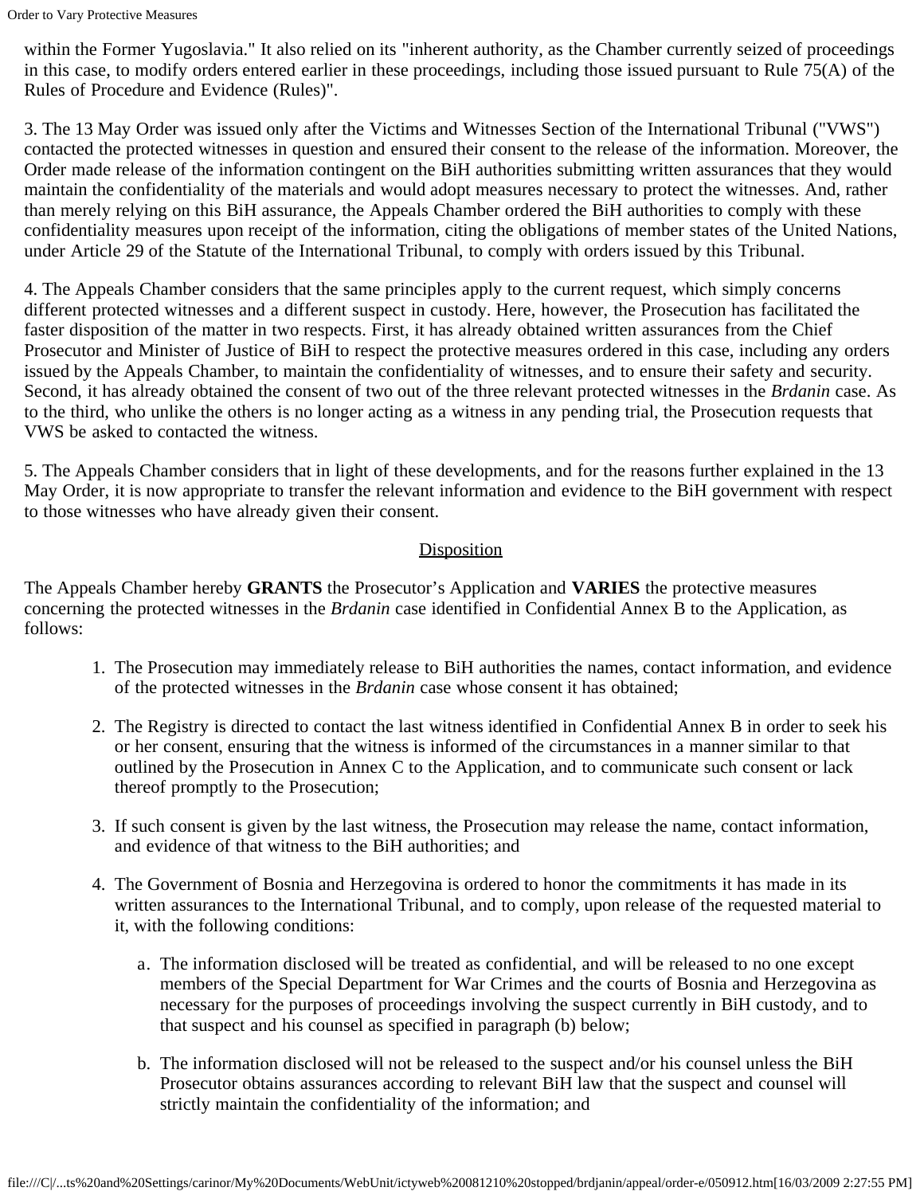within the Former Yugoslavia." It also relied on its "inherent authority, as the Chamber currently seized of proceedings in this case, to modify orders entered earlier in these proceedings, including those issued pursuant to Rule 75(A) of the Rules of Procedure and Evidence (Rules)".

3. The 13 May Order was issued only after the Victims and Witnesses Section of the International Tribunal ("VWS") contacted the protected witnesses in question and ensured their consent to the release of the information. Moreover, the Order made release of the information contingent on the BiH authorities submitting written assurances that they would maintain the confidentiality of the materials and would adopt measures necessary to protect the witnesses. And, rather than merely relying on this BiH assurance, the Appeals Chamber ordered the BiH authorities to comply with these confidentiality measures upon receipt of the information, citing the obligations of member states of the United Nations, under Article 29 of the Statute of the International Tribunal, to comply with orders issued by this Tribunal.

4. The Appeals Chamber considers that the same principles apply to the current request, which simply concerns different protected witnesses and a different suspect in custody. Here, however, the Prosecution has facilitated the faster disposition of the matter in two respects. First, it has already obtained written assurances from the Chief Prosecutor and Minister of Justice of BiH to respect the protective measures ordered in this case, including any orders issued by the Appeals Chamber, to maintain the confidentiality of witnesses, and to ensure their safety and security. Second, it has already obtained the consent of two out of the three relevant protected witnesses in the *Brdanin* case. As to the third, who unlike the others is no longer acting as a witness in any pending trial, the Prosecution requests that VWS be asked to contacted the witness.

5. The Appeals Chamber considers that in light of these developments, and for the reasons further explained in the 13 May Order, it is now appropriate to transfer the relevant information and evidence to the BiH government with respect to those witnesses who have already given their consent.

## Disposition

The Appeals Chamber hereby **GRANTS** the Prosecutor's Application and **VARIES** the protective measures concerning the protected witnesses in the *Brdanin* case identified in Confidential Annex B to the Application, as follows:

1. The Prosecution may immediately release to BiH authorities the names, contact information, and evidence of the protected witnesses in the *Brdanin* case whose consent it has obtained;

2. The Registry is directed to contact the last witness identified in Confidential Annex B in order to seek his or her consent, ensuring that the witness is informed of the circumstances in a manner similar to that outlined by the Prosecution in Annex C to the Application, and to communicate such consent or lack thereof promptly to the Prosecution;

3. If such consent is given by the last witness, the Prosecution may release the name, contact information, and evidence of that witness to the BiH authorities; and

4. The Government of Bosnia and Herzegovina is ordered to honor the commitments it has made in its written assurances to the International Tribunal, and to comply, upon release of the requested material to it, with the following conditions:

    a. The information disclosed will be treated as confidential, and will be released to no one except members of the Special Department for War Crimes and the courts of Bosnia and Herzegovina as necessary for the purposes of proceedings involving the suspect currently in BiH custody, and to that suspect and his counsel as specified in paragraph (b) below;

    b. The information disclosed will not be released to the suspect and/or his counsel unless the BiH Prosecutor obtains assurances according to relevant BiH law that the suspect and counsel will strictly maintain the confidentiality of the information; and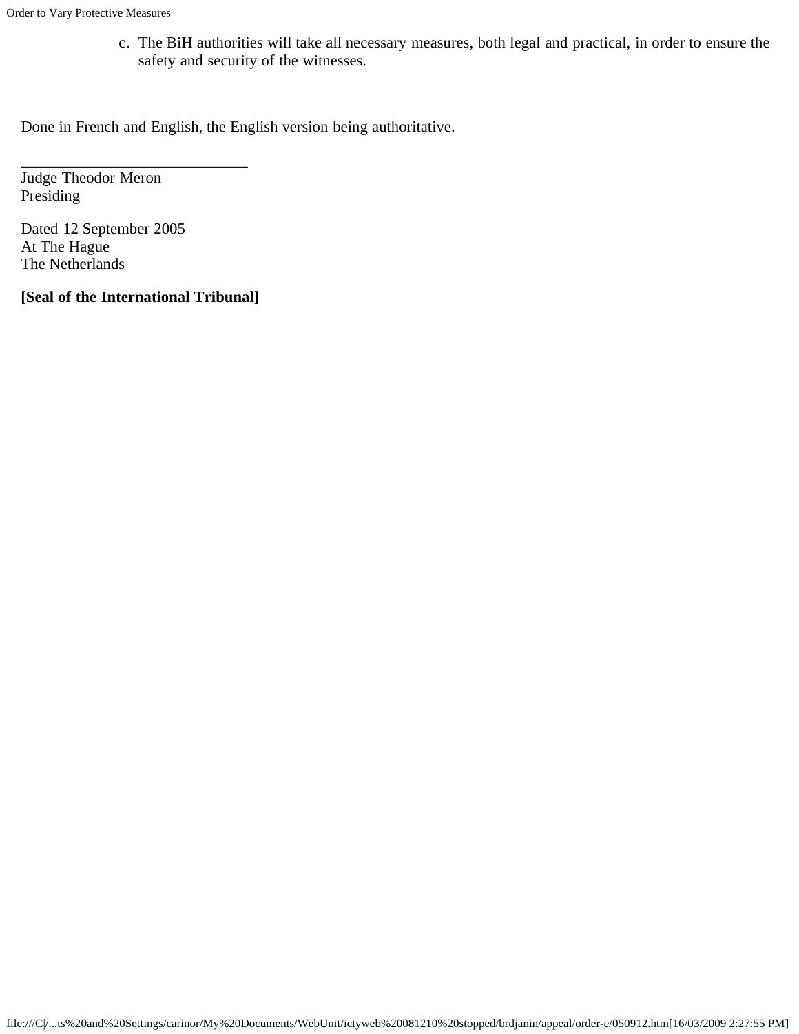c. The BiH authorities will take all necessary measures, both legal and practical, in order to ensure the safety and security of the witnesses.

Done in French and English, the English version being authoritative.

\_\_\_\_\_\_\_\_\_\_\_\_\_\_\_\_\_\_\_\_\_\_\_\_\_\_\_\_\_\_

Judge Theodor Meron
Presiding

Dated 12 September 2005
At The Hague
The Netherlands

**[Seal of the International Tribunal]**